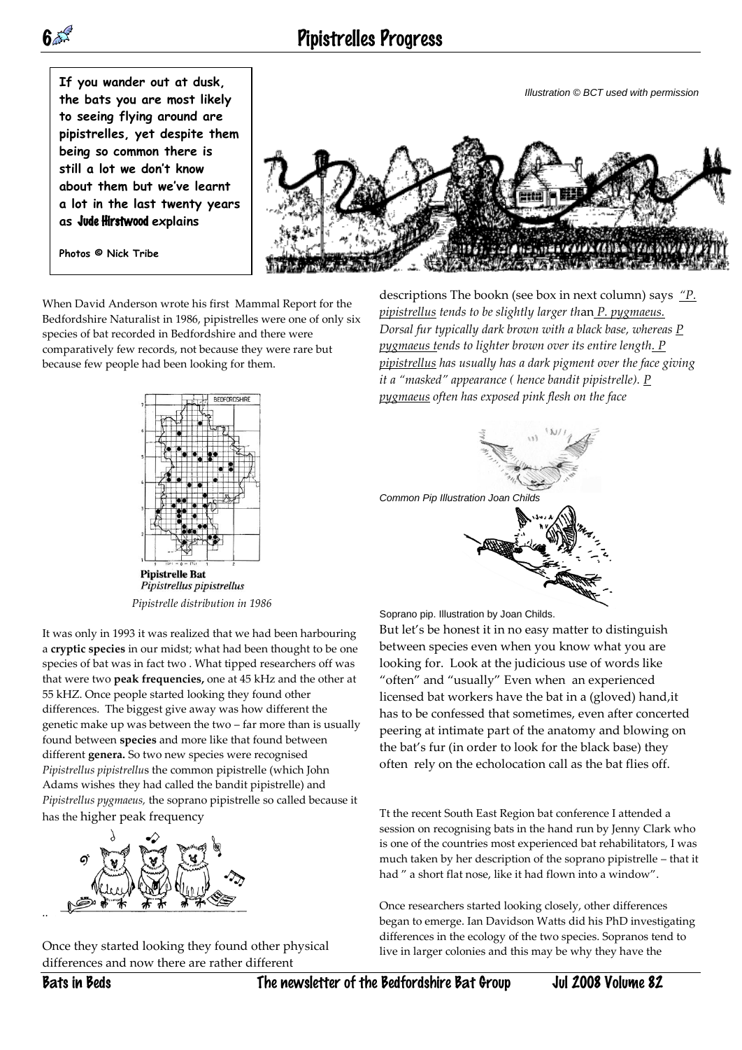# Pipistrelles Progress

**If you wander out at dusk, the bats you are most likely to seeing flying around are pipistrelles, yet despite them being so common there is still a lot we don't know about them but we've learnt a lot in the last twenty years as Jude Hirstwood explains**

**Photos © Nick Tribe**

*Illustration © BCT used with permission*

When David Anderson wrote his first Mammal Report for the Bedfordshire Naturalist in 1986, pipistrelles were one of only six species of bat recorded in Bedfordshire and there were comparatively few records, not because they were rare but because few people had been looking for them.

**Pipistrelle Bat**
*Pipistrellus pipistrellus*

*Pipistrelle distribution in 1986*

It was only in 1993 it was realized that we had been harbouring a **cryptic species** in our midst; what had been thought to be one species of bat was in fact two . What tipped researchers off was that were two **peak frequencies,** one at 45 kHz and the other at 55 kHZ. Once people started looking they found other differences. The biggest give away was how different the genetic make up was between the two – far more than is usually found between **species** and more like that found between different **genera.** So two new species were recognised *Pipistrellus pipistrellus* the common pipistrelle (which John Adams wishes they had called the bandit pipistrelle) and *Pipistrellus pygmaeus,* the soprano pipistrelle so called because it has the higher peak frequency

..

Once they started looking they found other physical differences and now there are rather different descriptions The bookn (see box in next column) says *"P. pipistrellus tends to be slightly larger than P. pygmaeus. Dorsal fur typically dark brown with a black base, whereas P pygmaeus tends to lighter brown over its entire length. P pipistrellus has usually has a dark pigment over the face giving it a "masked" appearance ( hence bandit pipistrelle). P pygmaeus often has exposed pink flesh on the face*

Common Pip Illustration Joan Childs

Soprano pip. Illustration by Joan Childs.

But let's be honest it in no easy matter to distinguish between species even when you know what you are looking for. Look at the judicious use of words like "often" and "usually" Even when an experienced licensed bat workers have the bat in a (gloved) hand,it has to be confessed that sometimes, even after concerted peering at intimate part of the anatomy and blowing on the bat's fur (in order to look for the black base) they often rely on the echolocation call as the bat flies off.

Tt the recent South East Region bat conference I attended a session on recognising bats in the hand run by Jenny Clark who is one of the countries most experienced bat rehabilitators, I was much taken by her description of the soprano pipistrelle – that it had " a short flat nose, like it had flown into a window".

Once researchers started looking closely, other differences began to emerge. Ian Davidson Watts did his PhD investigating differences in the ecology of the two species. Sopranos tend to live in larger colonies and this may be why they have the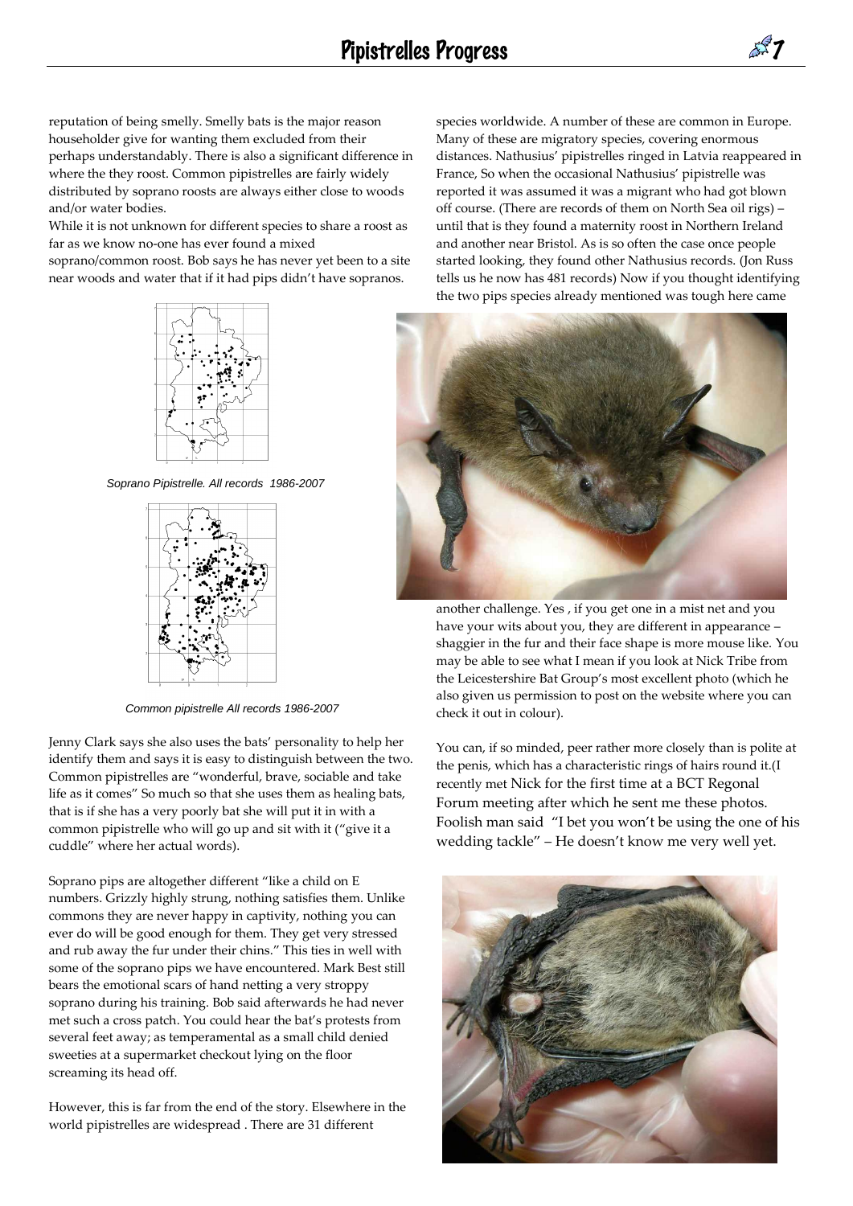reputation of being smelly. Smelly bats is the major reason householder give for wanting them excluded from their perhaps understandably. There is also a significant difference in where the they roost. Common pipistrelles are fairly widely distributed by soprano roosts are always either close to woods and/or water bodies.

While it is not unknown for different species to share a roost as far as we know no-one has ever found a mixed soprano/common roost. Bob says he has never yet been to a site near woods and water that if it had pips didn't have sopranos.

*Soprano Pipistrelle. All records 1986-2007*

*Common pipistrelle All records 1986-2007*

Jenny Clark says she also uses the bats' personality to help her identify them and says it is easy to distinguish between the two. Common pipistrelles are "wonderful, brave, sociable and take life as it comes" So much so that she uses them as healing bats, that is if she has a very poorly bat she will put it in with a common pipistrelle who will go up and sit with it ("give it a cuddle" where her actual words).

Soprano pips are altogether different "like a child on E numbers. Grizzly highly strung, nothing satisfies them. Unlike commons they are never happy in captivity, nothing you can ever do will be good enough for them. They get very stressed and rub away the fur under their chins." This ties in well with some of the soprano pips we have encountered. Mark Best still bears the emotional scars of hand netting a very stroppy soprano during his training. Bob said afterwards he had never met such a cross patch. You could hear the bat's protests from several feet away; as temperamental as a small child denied sweeties at a supermarket checkout lying on the floor screaming its head off.

However, this is far from the end of the story. Elsewhere in the world pipistrelles are widespread . There are 31 different species worldwide. A number of these are common in Europe. Many of these are migratory species, covering enormous distances. Nathusius' pipistrelles ringed in Latvia reappeared in France, So when the occasional Nathusius' pipistrelle was reported it was assumed it was a migrant who had got blown off course. (There are records of them on North Sea oil rigs) – until that is they found a maternity roost in Northern Ireland and another near Bristol. As is so often the case once people started looking, they found other Nathusius records. (Jon Russ tells us he now has 481 records) Now if you thought identifying the two pips species already mentioned was tough here came another challenge. Yes , if you get one in a mist net and you have your wits about you, they are different in appearance – shaggier in the fur and their face shape is more mouse like. You may be able to see what I mean if you look at Nick Tribe from the Leicestershire Bat Group's most excellent photo (which he also given us permission to post on the website where you can check it out in colour).

You can, if so minded, peer rather more closely than is polite at the penis, which has a characteristic rings of hairs round it.(I recently met Nick for the first time at a BCT Regonal Forum meeting after which he sent me these photos. Foolish man said "I bet you won't be using the one of his wedding tackle" – He doesn't know me very well yet.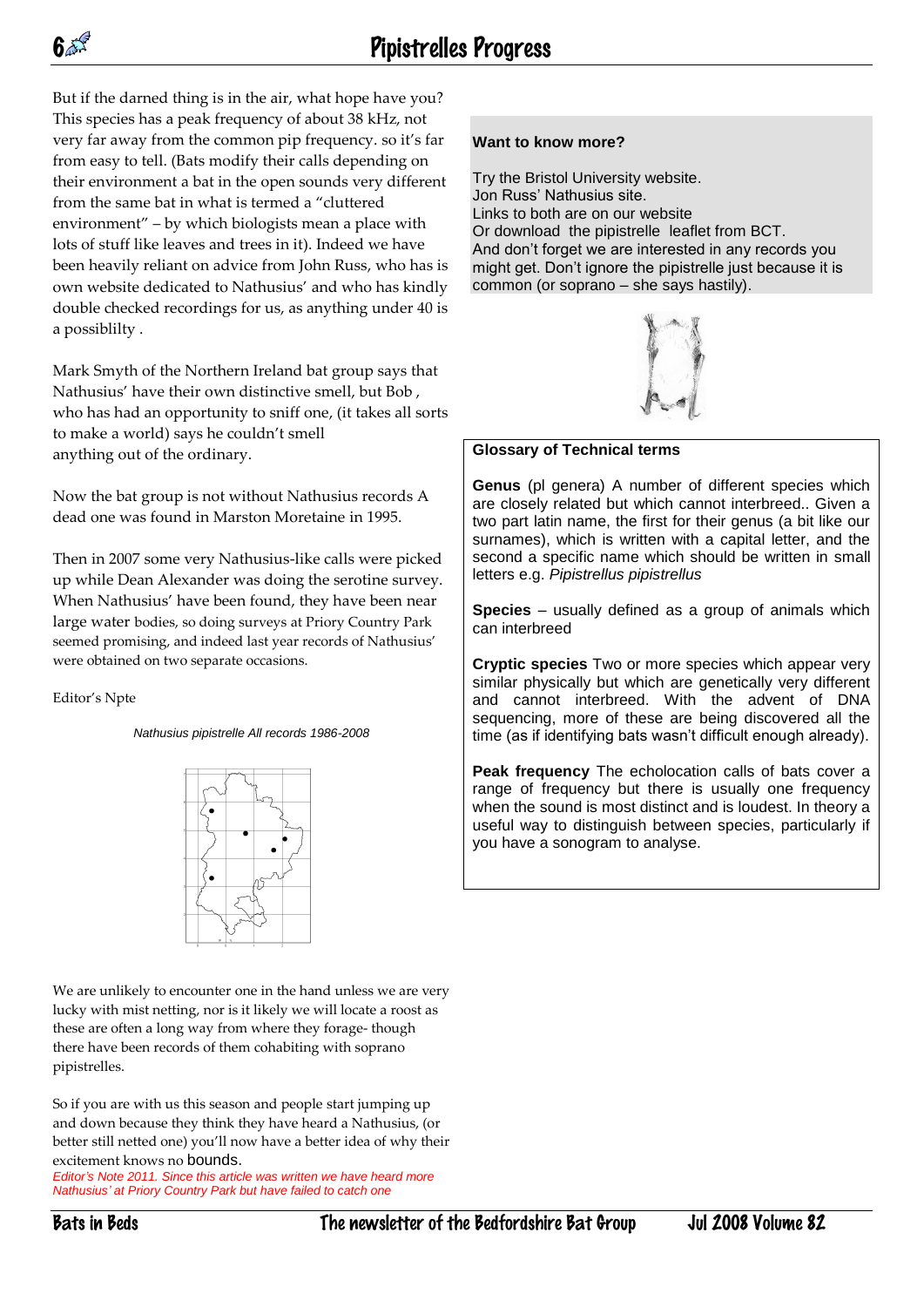But if the darned thing is in the air, what hope have you? This species has a peak frequency of about 38 kHz, not very far away from the common pip frequency. so it's far from easy to tell. (Bats modify their calls depending on their environment a bat in the open sounds very different from the same bat in what is termed a "cluttered environment" – by which biologists mean a place with lots of stuff like leaves and trees in it). Indeed we have been heavily reliant on advice from John Russ, who has is own website dedicated to Nathusius' and who has kindly double checked recordings for us, as anything under 40 is a possiblilty .

Mark Smyth of the Northern Ireland bat group says that Nathusius' have their own distinctive smell, but Bob , who has had an opportunity to sniff one, (it takes all sorts to make a world) says he couldn't smell anything out of the ordinary.

Now the bat group is not without Nathusius records A dead one was found in Marston Moretaine in 1995.

Then in 2007 some very Nathusius-like calls were picked up while Dean Alexander was doing the serotine survey. When Nathusius' have been found, they have been near large water bodies, so doing surveys at Priory Country Park seemed promising, and indeed last year records of Nathusius' were obtained on two separate occasions.

Editor's Npte

*Nathusius pipistrelle All records 1986-2008*

We are unlikely to encounter one in the hand unless we are very lucky with mist netting, nor is it likely we will locate a roost as these are often a long way from where they forage- though there have been records of them cohabiting with soprano pipistrelles.

So if you are with us this season and people start jumping up and down because they think they have heard a Nathusius, (or better still netted one) you'll now have a better idea of why their excitement knows no bounds.

*Editor's Note 2011. Since this article was written we have heard more Nathusius' at Priory Country Park but have failed to catch one*

**Want to know more?**

Try the Bristol University website.
Jon Russ' Nathusius site.
Links to both are on our website
Or download the pipistrelle leaflet from BCT.
And don't forget we are interested in any records you might get. Don't ignore the pipistrelle just because it is common (or soprano – she says hastily).

**Glossary of Technical terms**

**Genus** (pl genera) A number of different species which are closely related but which cannot interbreed.. Given a two part latin name, the first for their genus (a bit like our surnames), which is written with a capital letter, and the second a specific name which should be written in small letters e.g. *Pipistrellus pipistrellus*

**Species** – usually defined as a group of animals which can interbreed

**Cryptic species** Two or more species which appear very similar physically but which are genetically very different and cannot interbreed. With the advent of DNA sequencing, more of these are being discovered all the time (as if identifying bats wasn't difficult enough already).

**Peak frequency** The echolocation calls of bats cover a range of frequency but there is usually one frequency when the sound is most distinct and is loudest. In theory a useful way to distinguish between species, particularly if you have a sonogram to analyse.